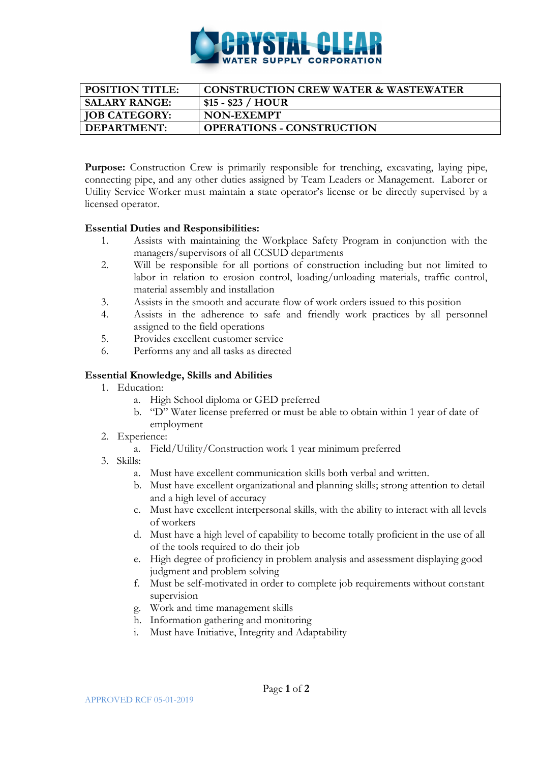**CRYSTAL CLEAR**
**WATER SUPPLY CORPORATION**

| POSITION TITLE: | CONSTRUCTION CREW WATER & WASTEWATER |
|---|---|
| SALARY RANGE: | $15 - $23 / HOUR |
| JOB CATEGORY: | NON-EXEMPT |
| DEPARTMENT: | OPERATIONS - CONSTRUCTION |

**Purpose:** Construction Crew is primarily responsible for trenching, excavating, laying pipe, connecting pipe, and any other duties assigned by Team Leaders or Management. Laborer or Utility Service Worker must maintain a state operator's license or be directly supervised by a licensed operator.

**Essential Duties and Responsibilities:**

1. Assists with maintaining the Workplace Safety Program in conjunction with the managers/supervisors of all CCSUD departments
2. Will be responsible for all portions of construction including but not limited to labor in relation to erosion control, loading/unloading materials, traffic control, material assembly and installation
3. Assists in the smooth and accurate flow of work orders issued to this position
4. Assists in the adherence to safe and friendly work practices by all personnel assigned to the field operations
5. Provides excellent customer service
6. Performs any and all tasks as directed

**Essential Knowledge, Skills and Abilities**

1. Education:
   a. High School diploma or GED preferred
   b. "D" Water license preferred or must be able to obtain within 1 year of date of employment
2. Experience:
   a. Field/Utility/Construction work 1 year minimum preferred
3. Skills:
   a. Must have excellent communication skills both verbal and written.
   b. Must have excellent organizational and planning skills; strong attention to detail and a high level of accuracy
   c. Must have excellent interpersonal skills, with the ability to interact with all levels of workers
   d. Must have a high level of capability to become totally proficient in the use of all of the tools required to do their job
   e. High degree of proficiency in problem analysis and assessment displaying good judgment and problem solving
   f. Must be self-motivated in order to complete job requirements without constant supervision
   g. Work and time management skills
   h. Information gathering and monitoring
   i. Must have Initiative, Integrity and Adaptability

APPROVED RCF 05-01-2019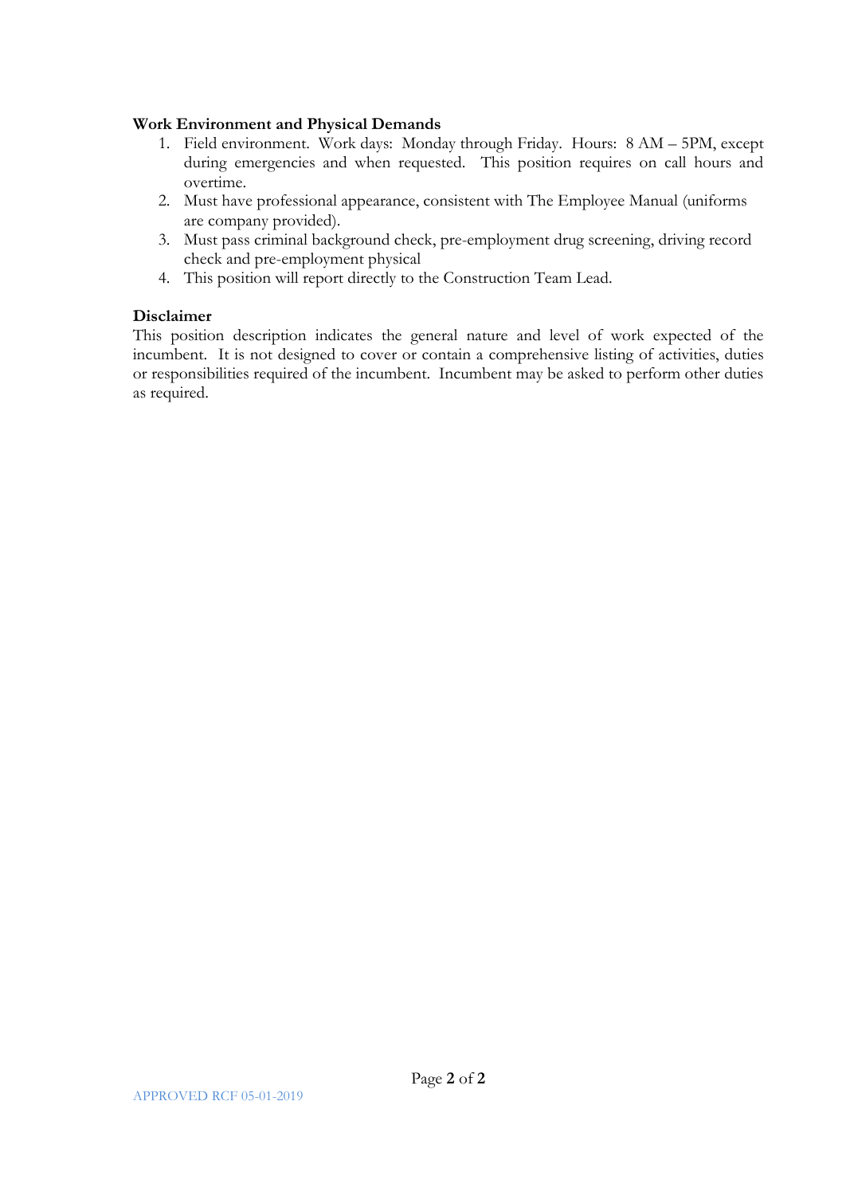**Work Environment and Physical Demands**

1. Field environment. Work days: Monday through Friday. Hours: 8 AM – 5PM, except during emergencies and when requested. This position requires on call hours and overtime.
2. Must have professional appearance, consistent with The Employee Manual (uniforms are company provided).
3. Must pass criminal background check, pre-employment drug screening, driving record check and pre-employment physical
4. This position will report directly to the Construction Team Lead.

**Disclaimer**

This position description indicates the general nature and level of work expected of the incumbent. It is not designed to cover or contain a comprehensive listing of activities, duties or responsibilities required of the incumbent. Incumbent may be asked to perform other duties as required.

APPROVED RCF 05-01-2019